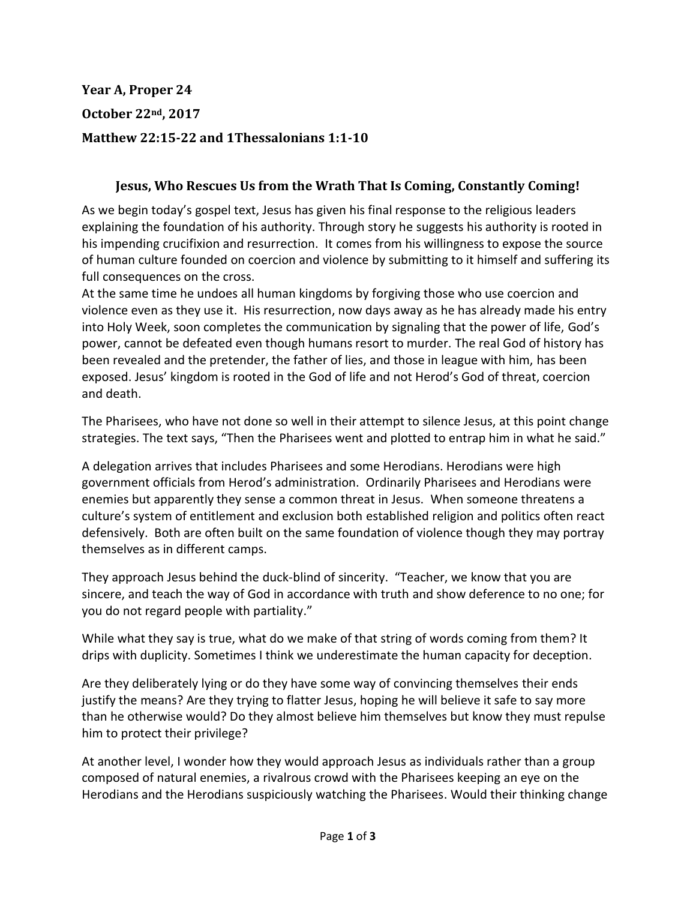**Year A, Proper 24**

**October 22nd, 2017**

**Matthew 22:15-22 and 1Thessalonians 1:1-10**

## Jesus, Who Rescues Us from the Wrath That Is Coming, Constantly Coming!

As we begin today's gospel text, Jesus has given his final response to the religious leaders explaining the foundation of his authority. Through story he suggests his authority is rooted in his impending crucifixion and resurrection. It comes from his willingness to expose the source of human culture founded on coercion and violence by submitting to it himself and suffering its full consequences on the cross.

At the same time he undoes all human kingdoms by forgiving those who use coercion and violence even as they use it. His resurrection, now days away as he has already made his entry into Holy Week, soon completes the communication by signaling that the power of life, God's power, cannot be defeated even though humans resort to murder. The real God of history has been revealed and the pretender, the father of lies, and those in league with him, has been exposed. Jesus' kingdom is rooted in the God of life and not Herod's God of threat, coercion and death.

The Pharisees, who have not done so well in their attempt to silence Jesus, at this point change strategies. The text says, "Then the Pharisees went and plotted to entrap him in what he said."

A delegation arrives that includes Pharisees and some Herodians. Herodians were high government officials from Herod's administration. Ordinarily Pharisees and Herodians were enemies but apparently they sense a common threat in Jesus. When someone threatens a culture's system of entitlement and exclusion both established religion and politics often react defensively. Both are often built on the same foundation of violence though they may portray themselves as in different camps.

They approach Jesus behind the duck-blind of sincerity. "Teacher, we know that you are sincere, and teach the way of God in accordance with truth and show deference to no one; for you do not regard people with partiality."

While what they say is true, what do we make of that string of words coming from them? It drips with duplicity. Sometimes I think we underestimate the human capacity for deception.

Are they deliberately lying or do they have some way of convincing themselves their ends justify the means? Are they trying to flatter Jesus, hoping he will believe it safe to say more than he otherwise would? Do they almost believe him themselves but know they must repulse him to protect their privilege?

At another level, I wonder how they would approach Jesus as individuals rather than a group composed of natural enemies, a rivalrous crowd with the Pharisees keeping an eye on the Herodians and the Herodians suspiciously watching the Pharisees. Would their thinking change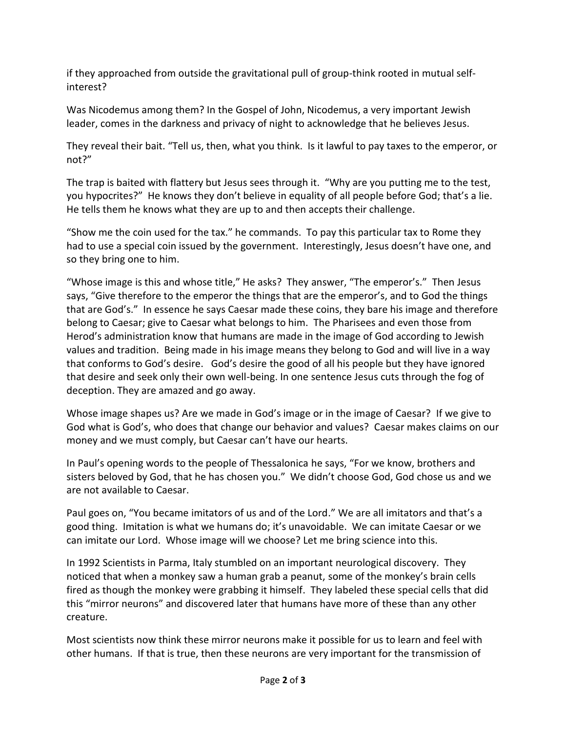if they approached from outside the gravitational pull of group-think rooted in mutual self-interest?

Was Nicodemus among them? In the Gospel of John, Nicodemus, a very important Jewish leader, comes in the darkness and privacy of night to acknowledge that he believes Jesus.

They reveal their bait. "Tell us, then, what you think. Is it lawful to pay taxes to the emperor, or not?"

The trap is baited with flattery but Jesus sees through it. "Why are you putting me to the test, you hypocrites?" He knows they don't believe in equality of all people before God; that's a lie. He tells them he knows what they are up to and then accepts their challenge.

"Show me the coin used for the tax." he commands. To pay this particular tax to Rome they had to use a special coin issued by the government. Interestingly, Jesus doesn't have one, and so they bring one to him.

"Whose image is this and whose title," He asks? They answer, "The emperor's." Then Jesus says, "Give therefore to the emperor the things that are the emperor's, and to God the things that are God's." In essence he says Caesar made these coins, they bare his image and therefore belong to Caesar; give to Caesar what belongs to him. The Pharisees and even those from Herod's administration know that humans are made in the image of God according to Jewish values and tradition. Being made in his image means they belong to God and will live in a way that conforms to God's desire. God's desire the good of all his people but they have ignored that desire and seek only their own well-being. In one sentence Jesus cuts through the fog of deception. They are amazed and go away.

Whose image shapes us? Are we made in God's image or in the image of Caesar? If we give to God what is God's, who does that change our behavior and values? Caesar makes claims on our money and we must comply, but Caesar can't have our hearts.

In Paul's opening words to the people of Thessalonica he says, "For we know, brothers and sisters beloved by God, that he has chosen you." We didn't choose God, God chose us and we are not available to Caesar.

Paul goes on, "You became imitators of us and of the Lord." We are all imitators and that's a good thing. Imitation is what we humans do; it's unavoidable. We can imitate Caesar or we can imitate our Lord. Whose image will we choose? Let me bring science into this.

In 1992 Scientists in Parma, Italy stumbled on an important neurological discovery. They noticed that when a monkey saw a human grab a peanut, some of the monkey's brain cells fired as though the monkey were grabbing it himself. They labeled these special cells that did this "mirror neurons" and discovered later that humans have more of these than any other creature.

Most scientists now think these mirror neurons make it possible for us to learn and feel with other humans. If that is true, then these neurons are very important for the transmission of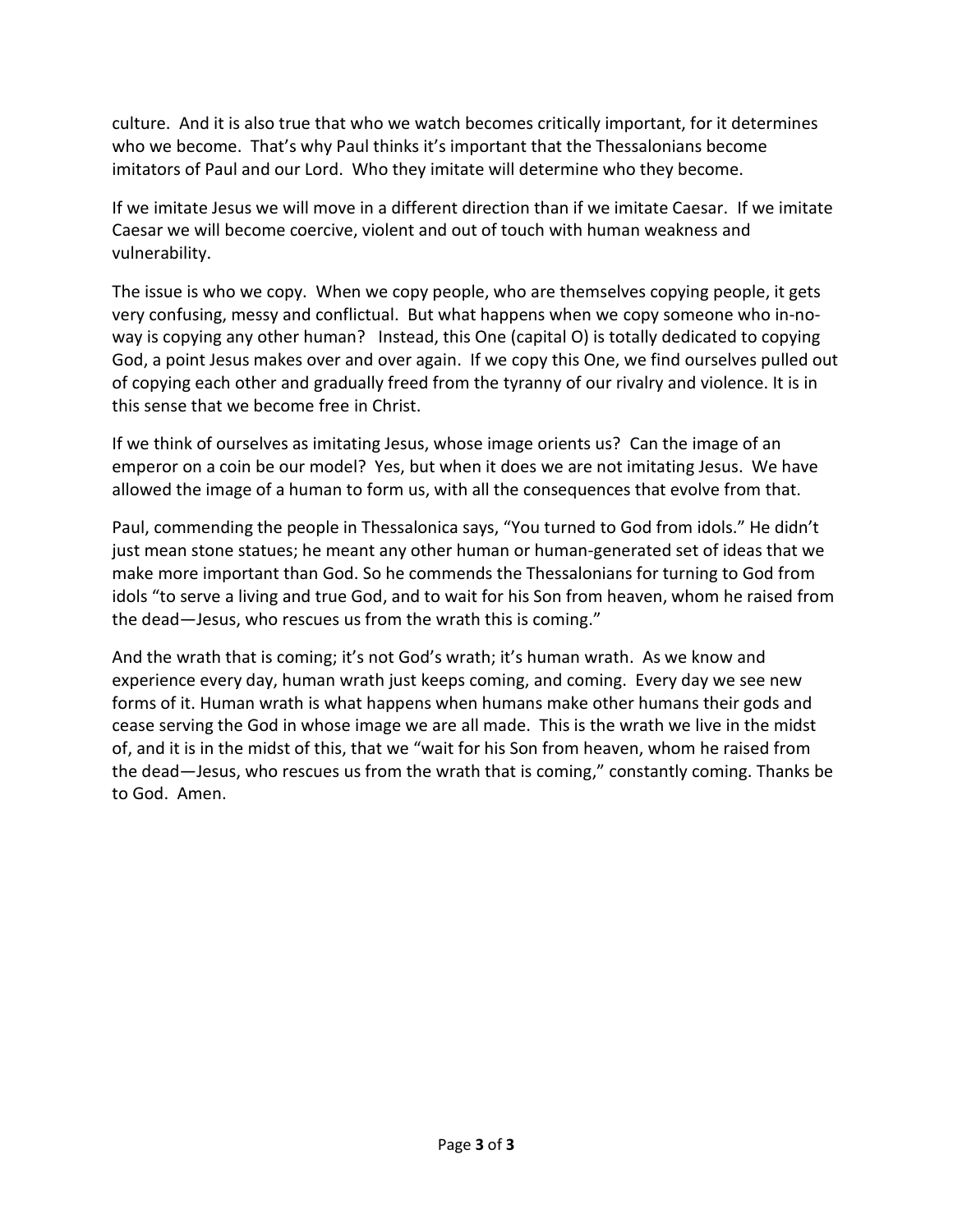culture. And it is also true that who we watch becomes critically important, for it determines who we become. That's why Paul thinks it's important that the Thessalonians become imitators of Paul and our Lord. Who they imitate will determine who they become.

If we imitate Jesus we will move in a different direction than if we imitate Caesar. If we imitate Caesar we will become coercive, violent and out of touch with human weakness and vulnerability.

The issue is who we copy. When we copy people, who are themselves copying people, it gets very confusing, messy and conflictual. But what happens when we copy someone who in-no-way is copying any other human? Instead, this One (capital O) is totally dedicated to copying God, a point Jesus makes over and over again. If we copy this One, we find ourselves pulled out of copying each other and gradually freed from the tyranny of our rivalry and violence. It is in this sense that we become free in Christ.

If we think of ourselves as imitating Jesus, whose image orients us? Can the image of an emperor on a coin be our model? Yes, but when it does we are not imitating Jesus. We have allowed the image of a human to form us, with all the consequences that evolve from that.

Paul, commending the people in Thessalonica says, "You turned to God from idols." He didn't just mean stone statues; he meant any other human or human-generated set of ideas that we make more important than God. So he commends the Thessalonians for turning to God from idols "to serve a living and true God, and to wait for his Son from heaven, whom he raised from the dead—Jesus, who rescues us from the wrath this is coming."

And the wrath that is coming; it's not God's wrath; it's human wrath. As we know and experience every day, human wrath just keeps coming, and coming. Every day we see new forms of it. Human wrath is what happens when humans make other humans their gods and cease serving the God in whose image we are all made. This is the wrath we live in the midst of, and it is in the midst of this, that we "wait for his Son from heaven, whom he raised from the dead—Jesus, who rescues us from the wrath that is coming," constantly coming. Thanks be to God. Amen.